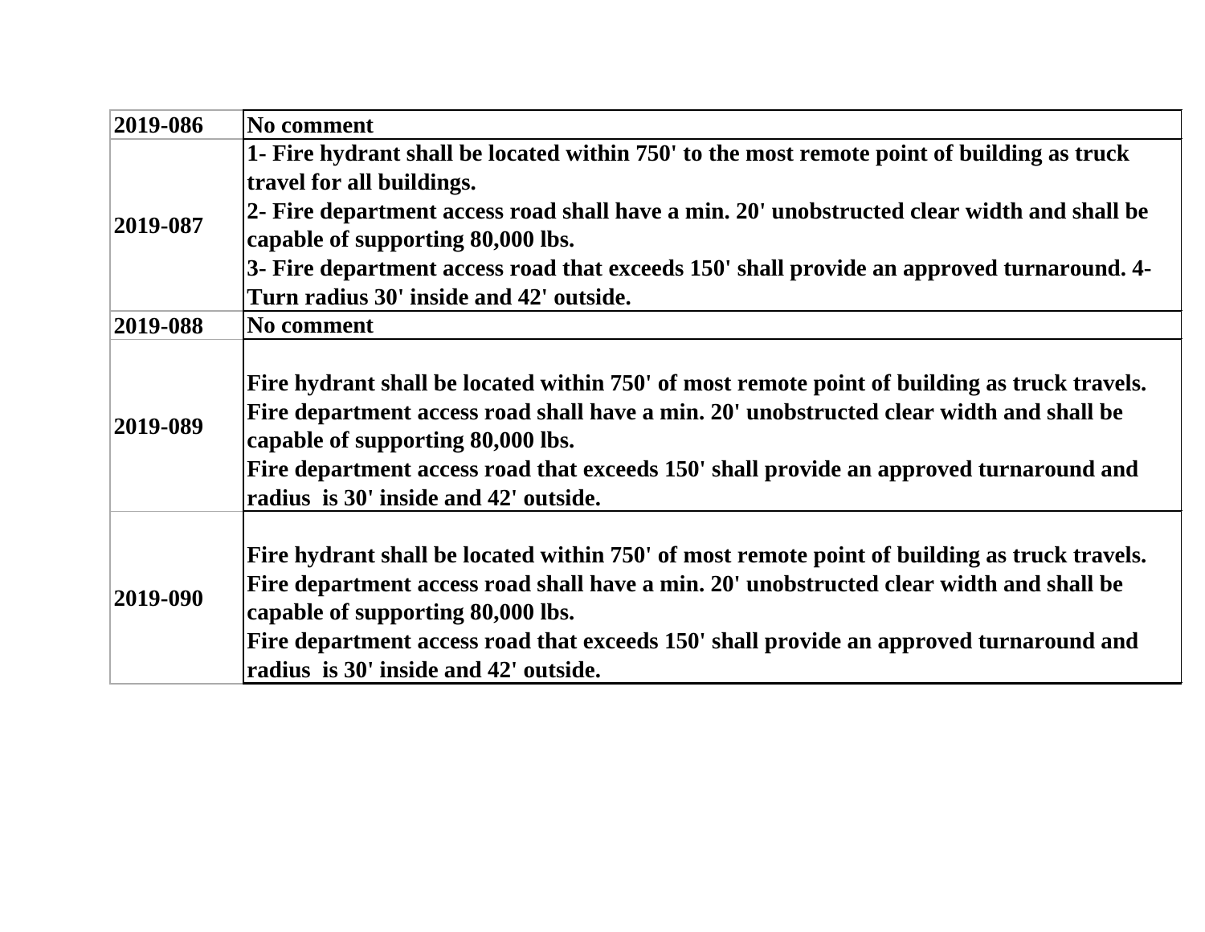| 2019-086 | No comment |
| --- | --- |
| 2019-087 | 1- Fire hydrant shall be located within 750' to the most remote point of building as truck travel for all buildings.<br>2- Fire department access road shall have a min. 20' unobstructed clear width and shall be capable of supporting 80,000 lbs.<br>3- Fire department access road that exceeds 150' shall provide an approved turnaround. 4- Turn radius 30' inside and 42' outside. |
| 2019-088 | No comment |
| 2019-089 | Fire hydrant shall be located within 750' of most remote point of building as truck travels.<br>Fire department access road shall have a min. 20' unobstructed clear width and shall be capable of supporting 80,000 lbs.<br>Fire department access road that exceeds 150' shall provide an approved turnaround and radius is 30' inside and 42' outside. |
| 2019-090 | Fire hydrant shall be located within 750' of most remote point of building as truck travels.<br>Fire department access road shall have a min. 20' unobstructed clear width and shall be capable of supporting 80,000 lbs.<br>Fire department access road that exceeds 150' shall provide an approved turnaround and radius is 30' inside and 42' outside. |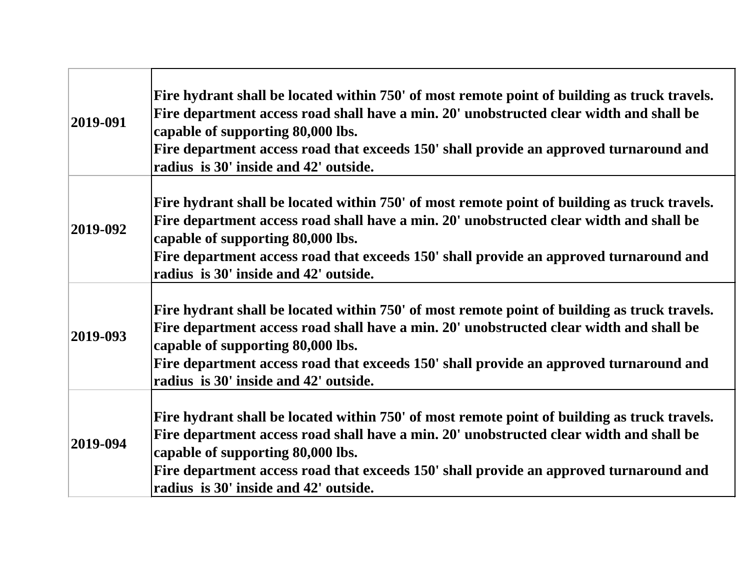| | |
|---|---|
| 2019-091 | Fire hydrant shall be located within 750' of most remote point of building as truck travels.<br>Fire department access road shall have a min. 20' unobstructed clear width and shall be capable of supporting 80,000 lbs.<br>Fire department access road that exceeds 150' shall provide an approved turnaround and radius is 30' inside and 42' outside. |
| 2019-092 | Fire hydrant shall be located within 750' of most remote point of building as truck travels.<br>Fire department access road shall have a min. 20' unobstructed clear width and shall be capable of supporting 80,000 lbs.<br>Fire department access road that exceeds 150' shall provide an approved turnaround and radius is 30' inside and 42' outside. |
| 2019-093 | Fire hydrant shall be located within 750' of most remote point of building as truck travels.<br>Fire department access road shall have a min. 20' unobstructed clear width and shall be capable of supporting 80,000 lbs.<br>Fire department access road that exceeds 150' shall provide an approved turnaround and radius is 30' inside and 42' outside. |
| 2019-094 | Fire hydrant shall be located within 750' of most remote point of building as truck travels.<br>Fire department access road shall have a min. 20' unobstructed clear width and shall be capable of supporting 80,000 lbs.<br>Fire department access road that exceeds 150' shall provide an approved turnaround and radius is 30' inside and 42' outside. |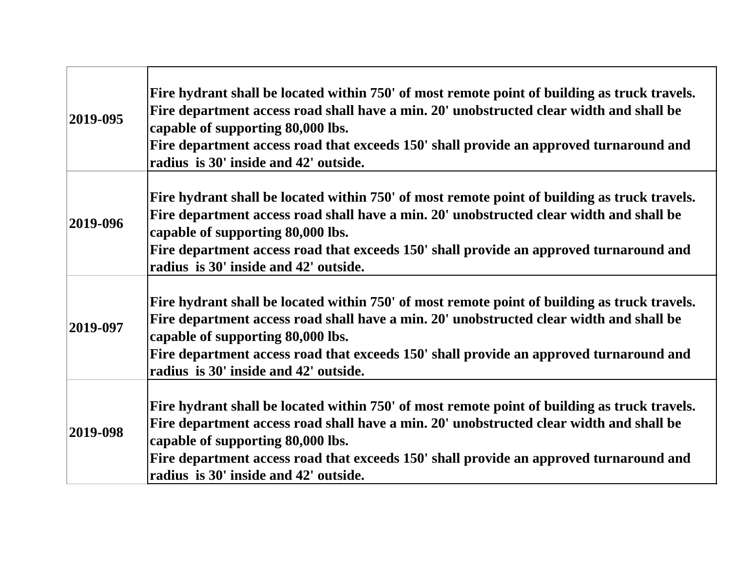| | |
|---|---|
| 2019-095 | Fire hydrant shall be located within 750' of most remote point of building as truck travels.<br>Fire department access road shall have a min. 20' unobstructed clear width and shall be capable of supporting 80,000 lbs.<br>Fire department access road that exceeds 150' shall provide an approved turnaround and radius is 30' inside and 42' outside. |
| 2019-096 | Fire hydrant shall be located within 750' of most remote point of building as truck travels.<br>Fire department access road shall have a min. 20' unobstructed clear width and shall be capable of supporting 80,000 lbs.<br>Fire department access road that exceeds 150' shall provide an approved turnaround and radius is 30' inside and 42' outside. |
| 2019-097 | Fire hydrant shall be located within 750' of most remote point of building as truck travels.<br>Fire department access road shall have a min. 20' unobstructed clear width and shall be capable of supporting 80,000 lbs.<br>Fire department access road that exceeds 150' shall provide an approved turnaround and radius is 30' inside and 42' outside. |
| 2019-098 | Fire hydrant shall be located within 750' of most remote point of building as truck travels.<br>Fire department access road shall have a min. 20' unobstructed clear width and shall be capable of supporting 80,000 lbs.<br>Fire department access road that exceeds 150' shall provide an approved turnaround and radius is 30' inside and 42' outside. |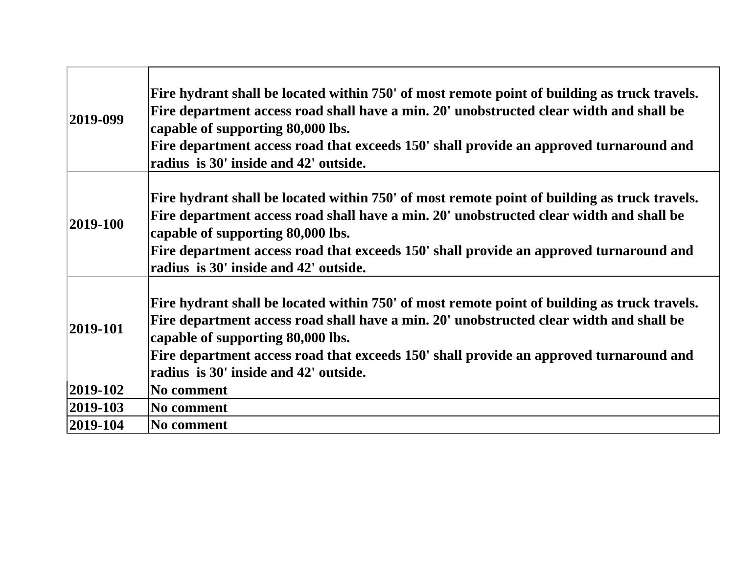| | |
|---|---|
| **2019-099** | **Fire hydrant shall be located within 750' of most remote point of building as truck travels.**<br>**Fire department access road shall have a min. 20' unobstructed clear width and shall be capable of supporting 80,000 lbs.**<br>**Fire department access road that exceeds 150' shall provide an approved turnaround and radius is 30' inside and 42' outside.** |
| **2019-100** | **Fire hydrant shall be located within 750' of most remote point of building as truck travels.**<br>**Fire department access road shall have a min. 20' unobstructed clear width and shall be capable of supporting 80,000 lbs.**<br>**Fire department access road that exceeds 150' shall provide an approved turnaround and radius is 30' inside and 42' outside.** |
| **2019-101** | **Fire hydrant shall be located within 750' of most remote point of building as truck travels.**<br>**Fire department access road shall have a min. 20' unobstructed clear width and shall be capable of supporting 80,000 lbs.**<br>**Fire department access road that exceeds 150' shall provide an approved turnaround and radius is 30' inside and 42' outside.** |
| **2019-102** | **No comment** |
| **2019-103** | **No comment** |
| **2019-104** | **No comment** |